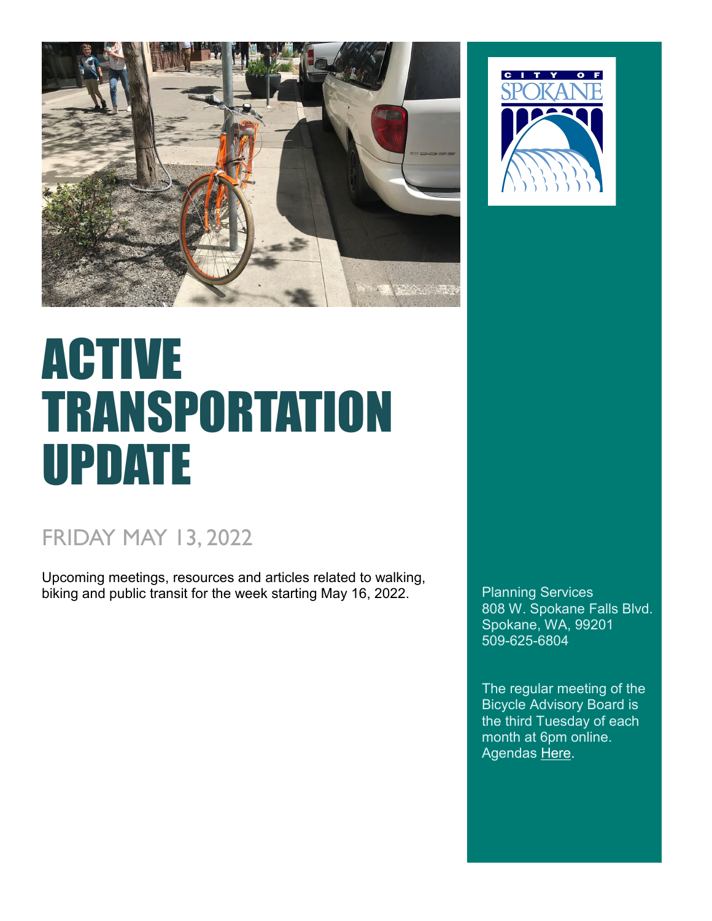# ACTIVE TRANSPORTATION UPDATE

## FRIDAY MAY 13, 2022

Upcoming meetings, resources and articles related to walking, biking and public transit for the week starting May 16, 2022.

Planning Services
808 W. Spokane Falls Blvd.
Spokane, WA, 99201
509-625-6804

The regular meeting of the Bicycle Advisory Board is the third Tuesday of each month at 6pm online. Agendas Here.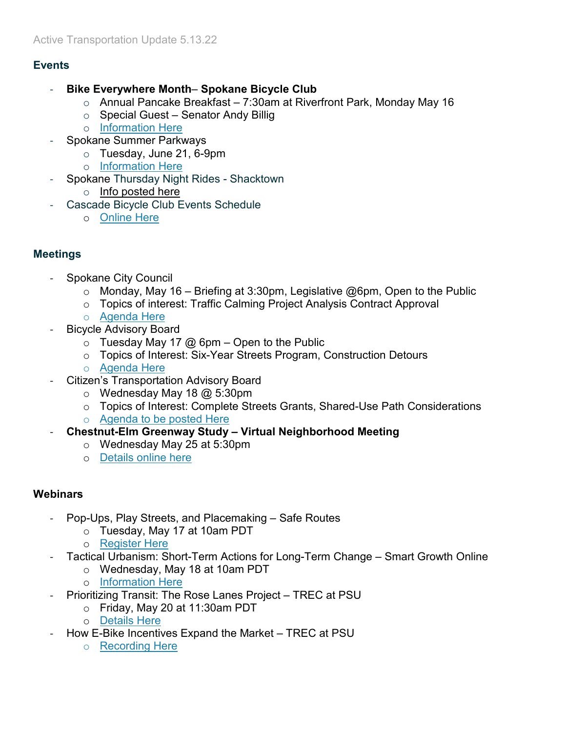Active Transportation Update 5.13.22

## Events

- **Bike Everywhere Month– Spokane Bicycle Club**
  - Annual Pancake Breakfast – 7:30am at Riverfront Park, Monday May 16
  - Special Guest – Senator Andy Billig
  - Information Here
- Spokane Summer Parkways
  - Tuesday, June 21, 6-9pm
  - Information Here
- Spokane Thursday Night Rides - Shacktown
  - Info posted here
- Cascade Bicycle Club Events Schedule
  - Online Here

## Meetings

- Spokane City Council
  - Monday, May 16 – Briefing at 3:30pm, Legislative @6pm, Open to the Public
  - Topics of interest: Traffic Calming Project Analysis Contract Approval
  - Agenda Here
- Bicycle Advisory Board
  - Tuesday May 17 @ 6pm – Open to the Public
  - Topics of Interest: Six-Year Streets Program, Construction Detours
  - Agenda Here
- Citizen's Transportation Advisory Board
  - Wednesday May 18 @ 5:30pm
  - Topics of Interest: Complete Streets Grants, Shared-Use Path Considerations
  - Agenda to be posted Here
- **Chestnut-Elm Greenway Study – Virtual Neighborhood Meeting**
  - Wednesday May 25 at 5:30pm
  - Details online here

## Webinars

- Pop-Ups, Play Streets, and Placemaking – Safe Routes
  - Tuesday, May 17 at 10am PDT
  - Register Here
- Tactical Urbanism: Short-Term Actions for Long-Term Change – Smart Growth Online
  - Wednesday, May 18 at 10am PDT
  - Information Here
- Prioritizing Transit: The Rose Lanes Project – TREC at PSU
  - Friday, May 20 at 11:30am PDT
  - Details Here
- How E-Bike Incentives Expand the Market – TREC at PSU
  - Recording Here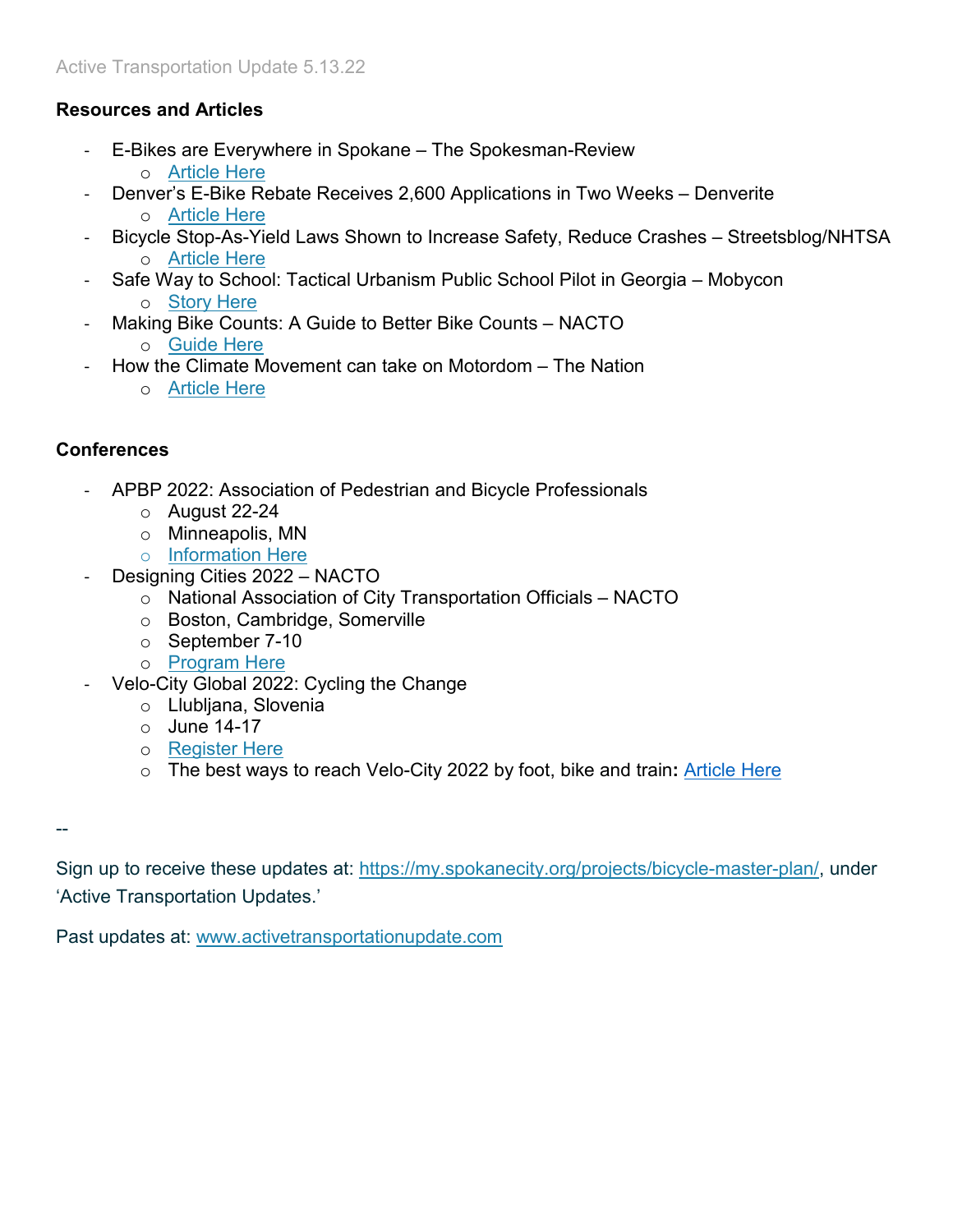Active Transportation Update 5.13.22

**Resources and Articles**

- E-Bikes are Everywhere in Spokane – The Spokesman-Review
    - Article Here
- Denver's E-Bike Rebate Receives 2,600 Applications in Two Weeks – Denverite
    - Article Here
- Bicycle Stop-As-Yield Laws Shown to Increase Safety, Reduce Crashes – Streetsblog/NHTSA
    - Article Here
- Safe Way to School: Tactical Urbanism Public School Pilot in Georgia – Mobycon
    - Story Here
- Making Bike Counts: A Guide to Better Bike Counts – NACTO
    - Guide Here
- How the Climate Movement can take on Motordom – The Nation
    - Article Here

**Conferences**

- APBP 2022: Association of Pedestrian and Bicycle Professionals
    - August 22-24
    - Minneapolis, MN
    - Information Here
- Designing Cities 2022 – NACTO
    - National Association of City Transportation Officials – NACTO
    - Boston, Cambridge, Somerville
    - September 7-10
    - Program Here
- Velo-City Global 2022: Cycling the Change
    - Llubljana, Slovenia
    - June 14-17
    - Register Here
    - The best ways to reach Velo-City 2022 by foot, bike and train**:** Article Here

--

Sign up to receive these updates at: https://my.spokanecity.org/projects/bicycle-master-plan/, under 'Active Transportation Updates.'

Past updates at: www.activetransportationupdate.com